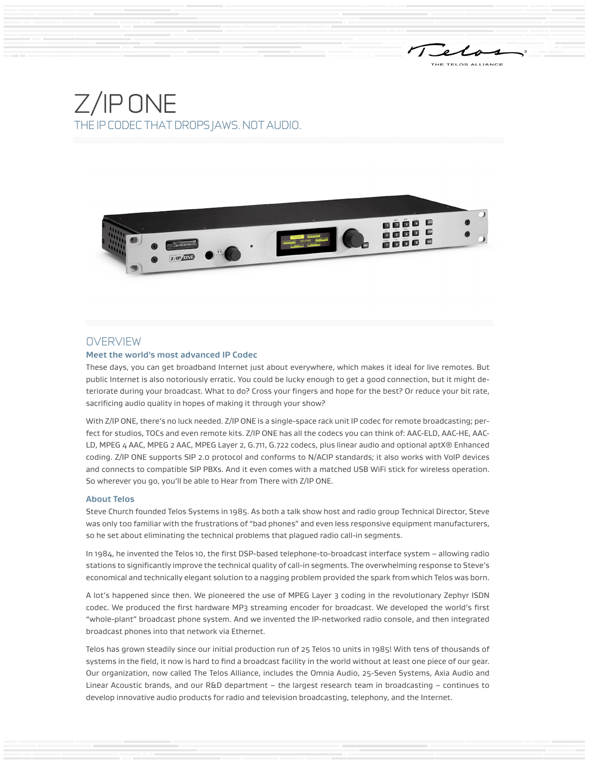# Z/IP ONE

## THE IP CODEC THAT DROPS JAWS. NOT AUDIO.

## OVERVIEW

### Meet the world's most advanced IP Codec

These days, you can get broadband Internet just about everywhere, which makes it ideal for live remotes. But public Internet is also notoriously erratic. You could be lucky enough to get a good connection, but it might deteriorate during your broadcast. What to do? Cross your fingers and hope for the best? Or reduce your bit rate, sacrificing audio quality in hopes of making it through your show?

With Z/IP ONE, there's no luck needed. Z/IP ONE is a single-space rack unit IP codec for remote broadcasting; perfect for studios, TOCs and even remote kits. Z/IP ONE has all the codecs you can think of: AAC-ELD, AAC-HE, AAC-LD, MPEG 4 AAC, MPEG 2 AAC, MPEG Layer 2, G.711, G.722 codecs, plus linear audio and optional aptX® Enhanced coding. Z/IP ONE supports SIP 2.0 protocol and conforms to N/ACIP standards; it also works with VoIP devices and connects to compatible SIP PBXs. And it even comes with a matched USB WiFi stick for wireless operation. So wherever you go, you'll be able to Hear from There with Z/IP ONE.

### About Telos

Steve Church founded Telos Systems in 1985. As both a talk show host and radio group Technical Director, Steve was only too familiar with the frustrations of "bad phones" and even less responsive equipment manufacturers, so he set about eliminating the technical problems that plagued radio call-in segments.

In 1984, he invented the Telos 10, the first DSP-based telephone-to-broadcast interface system – allowing radio stations to significantly improve the technical quality of call-in segments. The overwhelming response to Steve's economical and technically elegant solution to a nagging problem provided the spark from which Telos was born.

A lot's happened since then. We pioneered the use of MPEG Layer 3 coding in the revolutionary Zephyr ISDN codec. We produced the first hardware MP3 streaming encoder for broadcast. We developed the world's first "whole-plant" broadcast phone system. And we invented the IP-networked radio console, and then integrated broadcast phones into that network via Ethernet.

Telos has grown steadily since our initial production run of 25 Telos 10 units in 1985! With tens of thousands of systems in the field, it now is hard to find a broadcast facility in the world without at least one piece of our gear. Our organization, now called The Telos Alliance, includes the Omnia Audio, 25-Seven Systems, Axia Audio and Linear Acoustic brands, and our R&D department – the largest research team in broadcasting – continues to develop innovative audio products for radio and television broadcasting, telephony, and the Internet.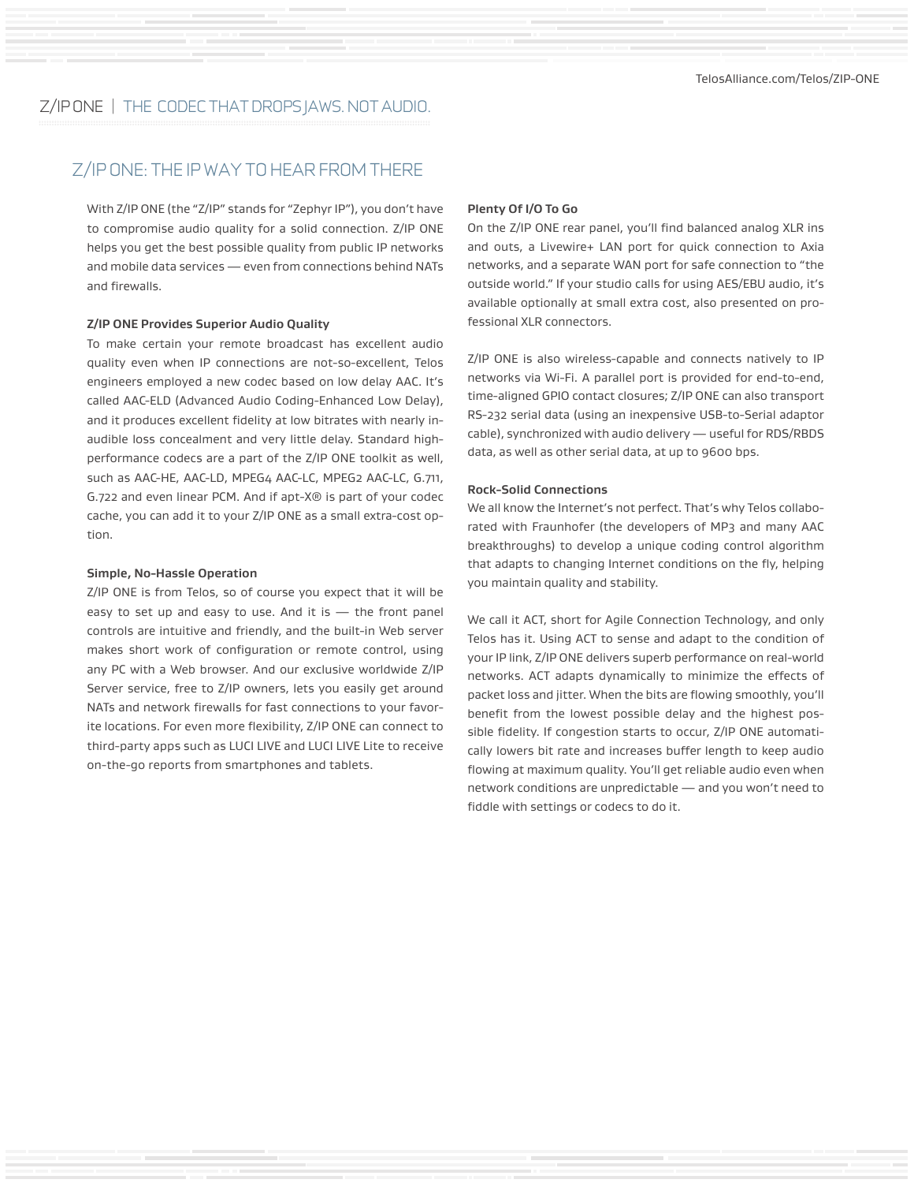## Z/IP ONE: THE IP WAY TO HEAR FROM THERE

With Z/IP ONE (the "Z/IP" stands for "Zephyr IP"), you don't have to compromise audio quality for a solid connection. Z/IP ONE helps you get the best possible quality from public IP networks and mobile data services — even from connections behind NATs and firewalls.

**Z/IP ONE Provides Superior Audio Quality**

To make certain your remote broadcast has excellent audio quality even when IP connections are not-so-excellent, Telos engineers employed a new codec based on low delay AAC. It's called AAC-ELD (Advanced Audio Coding-Enhanced Low Delay), and it produces excellent fidelity at low bitrates with nearly inaudible loss concealment and very little delay. Standard high-performance codecs are a part of the Z/IP ONE toolkit as well, such as AAC-HE, AAC-LD, MPEG4 AAC-LC, MPEG2 AAC-LC, G.711, G.722 and even linear PCM. And if apt-X® is part of your codec cache, you can add it to your Z/IP ONE as a small extra-cost option.

**Simple, No-Hassle Operation**

Z/IP ONE is from Telos, so of course you expect that it will be easy to set up and easy to use. And it is — the front panel controls are intuitive and friendly, and the built-in Web server makes short work of configuration or remote control, using any PC with a Web browser. And our exclusive worldwide Z/IP Server service, free to Z/IP owners, lets you easily get around NATs and network firewalls for fast connections to your favorite locations. For even more flexibility, Z/IP ONE can connect to third-party apps such as LUCI LIVE and LUCI LIVE Lite to receive on-the-go reports from smartphones and tablets.

**Plenty Of I/O To Go**

On the Z/IP ONE rear panel, you'll find balanced analog XLR ins and outs, a Livewire+ LAN port for quick connection to Axia networks, and a separate WAN port for safe connection to "the outside world." If your studio calls for using AES/EBU audio, it's available optionally at small extra cost, also presented on professional XLR connectors.

Z/IP ONE is also wireless-capable and connects natively to IP networks via Wi-Fi. A parallel port is provided for end-to-end, time-aligned GPIO contact closures; Z/IP ONE can also transport RS-232 serial data (using an inexpensive USB-to-Serial adaptor cable), synchronized with audio delivery — useful for RDS/RBDS data, as well as other serial data, at up to 9600 bps.

**Rock-Solid Connections**

We all know the Internet's not perfect. That's why Telos collaborated with Fraunhofer (the developers of MP3 and many AAC breakthroughs) to develop a unique coding control algorithm that adapts to changing Internet conditions on the fly, helping you maintain quality and stability.

We call it ACT, short for Agile Connection Technology, and only Telos has it. Using ACT to sense and adapt to the condition of your IP link, Z/IP ONE delivers superb performance on real-world networks. ACT adapts dynamically to minimize the effects of packet loss and jitter. When the bits are flowing smoothly, you'll benefit from the lowest possible delay and the highest possible fidelity. If congestion starts to occur, Z/IP ONE automatically lowers bit rate and increases buffer length to keep audio flowing at maximum quality. You'll get reliable audio even when network conditions are unpredictable — and you won't need to fiddle with settings or codecs to do it.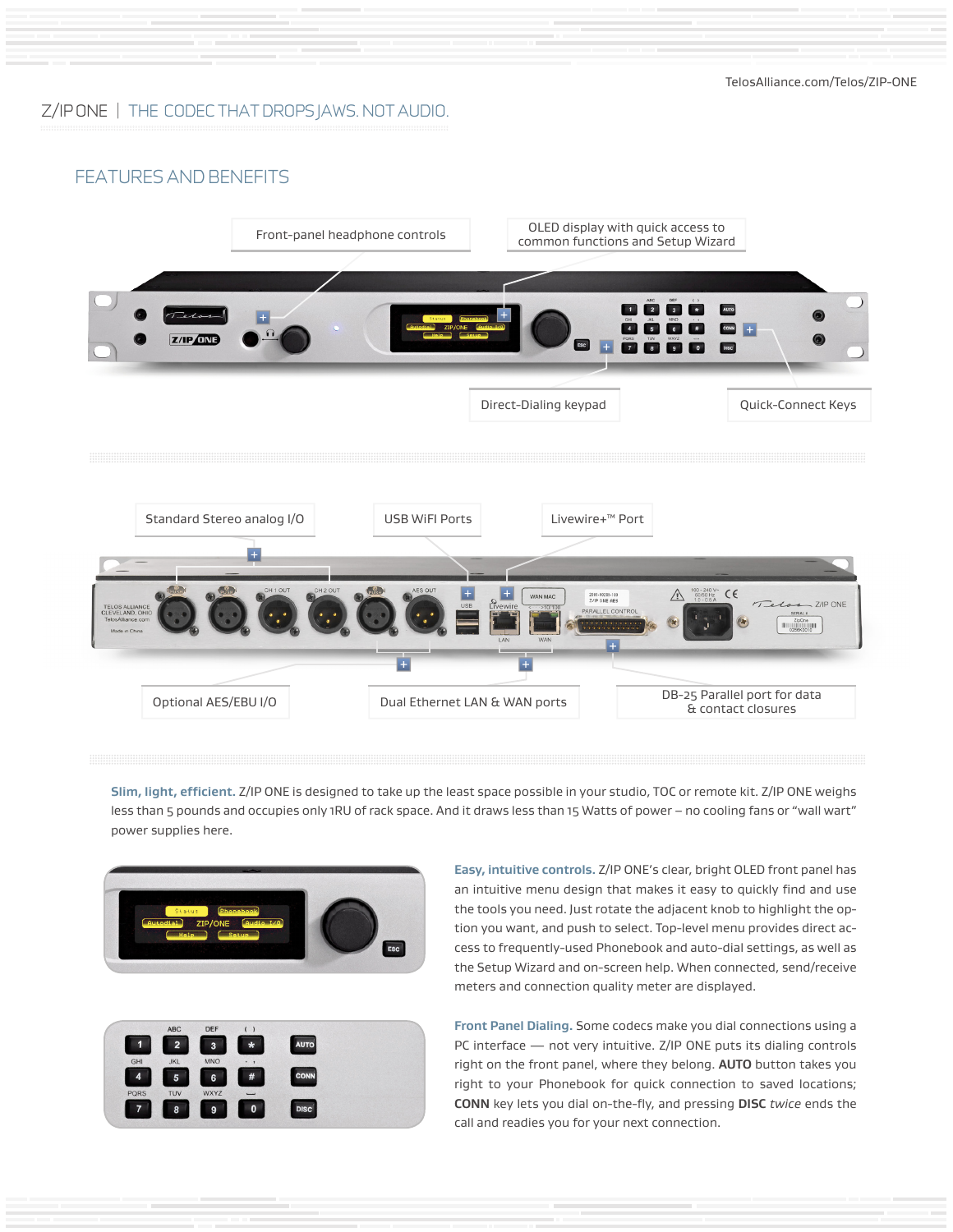TelosAlliance.com/Telos/ZIP-ONE

# Z/IP ONE | THE CODEC THAT DROPS JAWS. NOT AUDIO.

## FEATURES AND BENEFITS

Front-panel headphone controls

OLED display with quick access to common functions and Setup Wizard

Direct-Dialing keypad

Quick-Connect Keys

Standard Stereo analog I/O

USB WiFI Ports

Livewire+™ Port

Optional AES/EBU I/O

Dual Ethernet LAN & WAN ports

DB-25 Parallel port for data & contact closures

**Slim, light, efficient.** Z/IP ONE is designed to take up the least space possible in your studio, TOC or remote kit. Z/IP ONE weighs less than 5 pounds and occupies only 1RU of rack space. And it draws less than 15 Watts of power – no cooling fans or "wall wart" power supplies here.

**Easy, intuitive controls.** Z/IP ONE's clear, bright OLED front panel has an intuitive menu design that makes it easy to quickly find and use the tools you need. Just rotate the adjacent knob to highlight the option you want, and push to select. Top-level menu provides direct access to frequently-used Phonebook and auto-dial settings, as well as the Setup Wizard and on-screen help. When connected, send/receive meters and connection quality meter are displayed.

**Front Panel Dialing.** Some codecs make you dial connections using a PC interface — not very intuitive. Z/IP ONE puts its dialing controls right on the front panel, where they belong. **AUTO** button takes you right to your Phonebook for quick connection to saved locations; **CONN** key lets you dial on-the-fly, and pressing **DISC** *twice* ends the call and readies you for your next connection.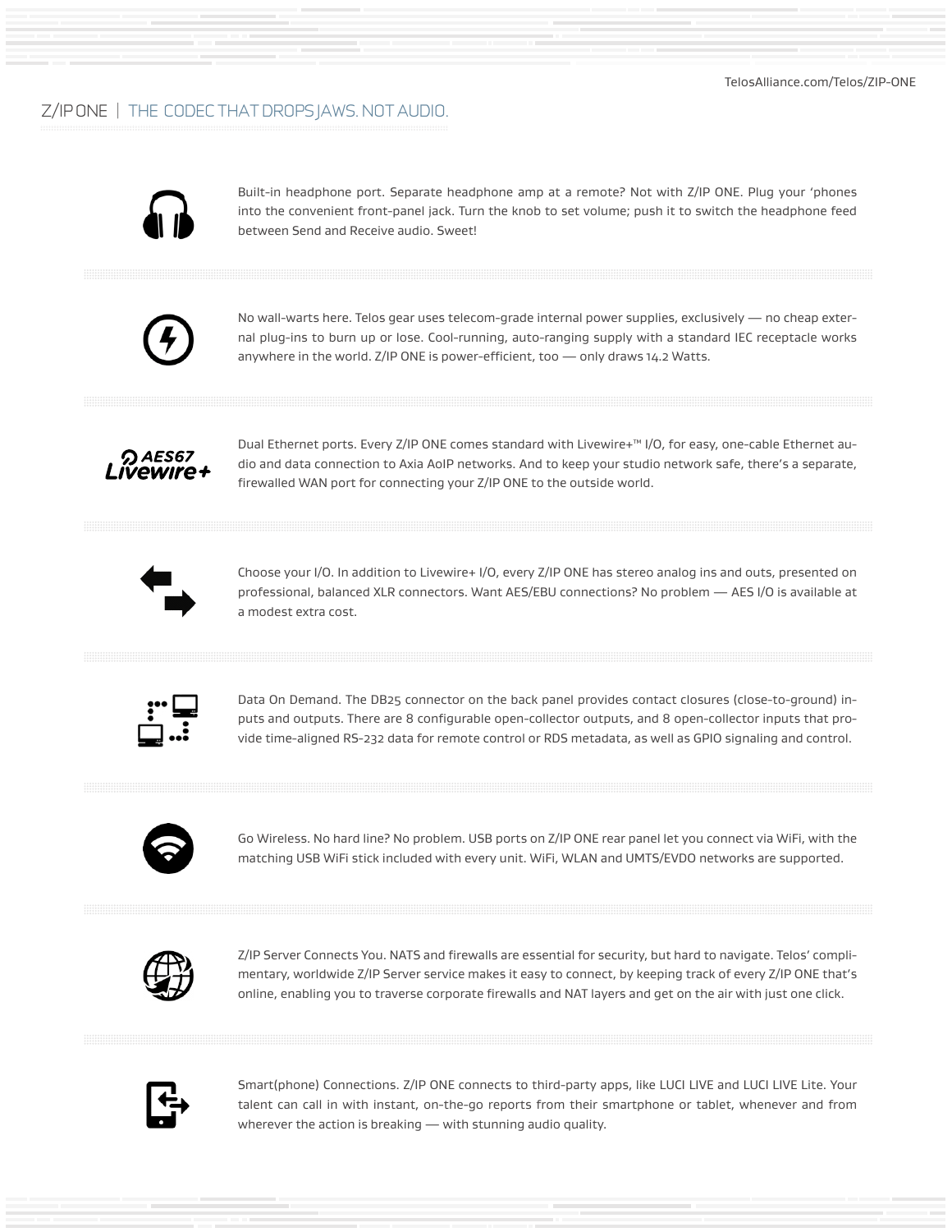Built-in headphone port. Separate headphone amp at a remote? Not with Z/IP ONE. Plug your 'phones into the convenient front-panel jack. Turn the knob to set volume; push it to switch the headphone feed between Send and Receive audio. Sweet!

No wall-warts here. Telos gear uses telecom-grade internal power supplies, exclusively — no cheap external plug-ins to burn up or lose. Cool-running, auto-ranging supply with a standard IEC receptacle works anywhere in the world. Z/IP ONE is power-efficient, too — only draws 14.2 Watts.

Dual Ethernet ports. Every Z/IP ONE comes standard with Livewire+™ I/O, for easy, one-cable Ethernet audio and data connection to Axia AoIP networks. And to keep your studio network safe, there's a separate, firewalled WAN port for connecting your Z/IP ONE to the outside world.

Choose your I/O. In addition to Livewire+ I/O, every Z/IP ONE has stereo analog ins and outs, presented on professional, balanced XLR connectors. Want AES/EBU connections? No problem — AES I/O is available at a modest extra cost.

Data On Demand. The DB25 connector on the back panel provides contact closures (close-to-ground) inputs and outputs. There are 8 configurable open-collector outputs, and 8 open-collector inputs that provide time-aligned RS-232 data for remote control or RDS metadata, as well as GPIO signaling and control.

Go Wireless. No hard line? No problem. USB ports on Z/IP ONE rear panel let you connect via WiFi, with the matching USB WiFi stick included with every unit. WiFi, WLAN and UMTS/EVDO networks are supported.

Z/IP Server Connects You. NATS and firewalls are essential for security, but hard to navigate. Telos' complimentary, worldwide Z/IP Server service makes it easy to connect, by keeping track of every Z/IP ONE that's online, enabling you to traverse corporate firewalls and NAT layers and get on the air with just one click.

Smart(phone) Connections. Z/IP ONE connects to third-party apps, like LUCI LIVE and LUCI LIVE Lite. Your talent can call in with instant, on-the-go reports from their smartphone or tablet, whenever and from wherever the action is breaking — with stunning audio quality.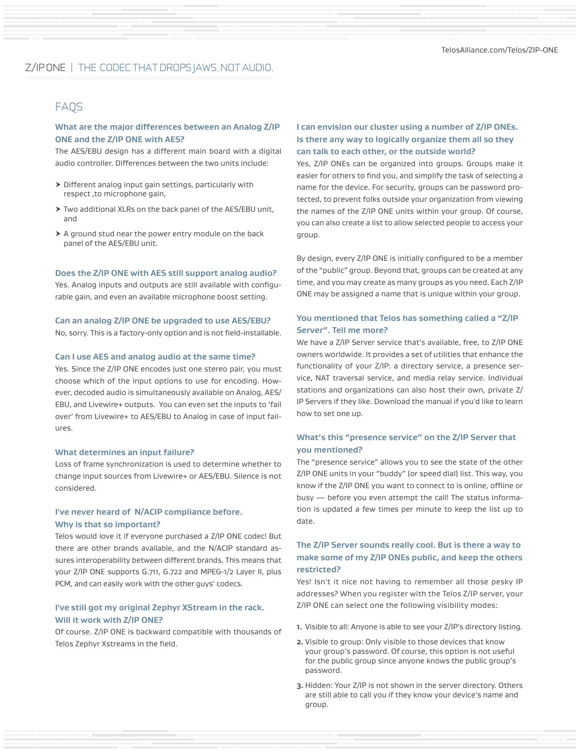## FAQS

### What are the major differences between an Analog Z/IP ONE and the Z/IP ONE with AES?

The AES/EBU design has a different main board with a digital audio controller. Differences between the two units include:

- Different analog input gain settings, particularly with respect ,to microphone gain,
- Two additional XLRs on the back panel of the AES/EBU unit, and
- A ground stud near the power entry module on the back panel of the AES/EBU unit.

### Does the Z/IP ONE with AES still support analog audio?

Yes. Analog inputs and outputs are still available with configurable gain, and even an available microphone boost setting.

### Can an analog Z/IP ONE be upgraded to use AES/EBU?

No, sorry. This is a factory-only option and is not field-installable.

### Can I use AES and analog audio at the same time?

Yes. Since the Z/IP ONE encodes just one stereo pair, you must choose which of the input options to use for encoding. However, decoded audio is simultaneously available on Analog, AES/EBU, and Livewire+ outputs. You can even set the inputs to 'fail over' from Livewire+ to AES/EBU to Analog in case of input failures.

### What determines an input failure?

Loss of frame synchronization is used to determine whether to change input sources from Livewire+ or AES/EBU. Silence is not considered.

### I've never heard of N/ACIP compliance before. Why is that so important?

Telos would love it if everyone purchased a Z/IP ONE codec! But there are other brands available, and the N/ACIP standard assures interoperability between different brands. This means that your Z/IP ONE supports G.711, G.722 and MPEG-1/2 Layer II, plus PCM, and can easily work with the other guys' codecs.

### I've still got my original Zephyr XStream in the rack. Will it work with Z/IP ONE?

Of course. Z/IP ONE is backward compatible with thousands of Telos Zephyr Xstreams in the field.

### I can envision our cluster using a number of Z/IP ONEs. Is there any way to logically organize them all so they can talk to each other, or the outside world?

Yes, Z/IP ONEs can be organized into groups. Groups make it easier for others to find you, and simplify the task of selecting a name for the device. For security, groups can be password protected, to prevent folks outside your organization from viewing the names of the Z/IP ONE units within your group. Of course, you can also create a list to allow selected people to access your group.

By design, every Z/IP ONE is initially configured to be a member of the "public" group. Beyond that, groups can be created at any time, and you may create as many groups as you need. Each Z/IP ONE may be assigned a name that is unique within your group.

### You mentioned that Telos has something called a "Z/IP Server". Tell me more?

We have a Z/IP Server service that's available, free, to Z/IP ONE owners worldwide. It provides a set of utilities that enhance the functionality of your Z/IP: a directory service, a presence service, NAT traversal service, and media relay service. Individual stations and organizations can also host their own, private Z/IP Servers if they like. Download the manual if you'd like to learn how to set one up.

### What's this "presence service" on the Z/IP Server that you mentioned?

The "presence service" allows you to see the state of the other Z/IP ONE units in your "buddy" (or speed dial) list. This way, you know if the Z/IP ONE you want to connect to is online, offline or busy — before you even attempt the call! The status information is updated a few times per minute to keep the list up to date.

### The Z/IP Server sounds really cool. But is there a way to make some of my Z/IP ONEs public, and keep the others restricted?

Yes! Isn't it nice not having to remember all those pesky IP addresses? When you register with the Telos Z/IP server, your Z/IP ONE can select one the following visibility modes:

1. Visible to all: Anyone is able to see your Z/IP's directory listing.
2. Visible to group: Only visible to those devices that know your group's password. Of course, this option is not useful for the public group since anyone knows the public group's password.
3. Hidden: Your Z/IP is not shown in the server directory. Others are still able to call you if they know your device's name and group.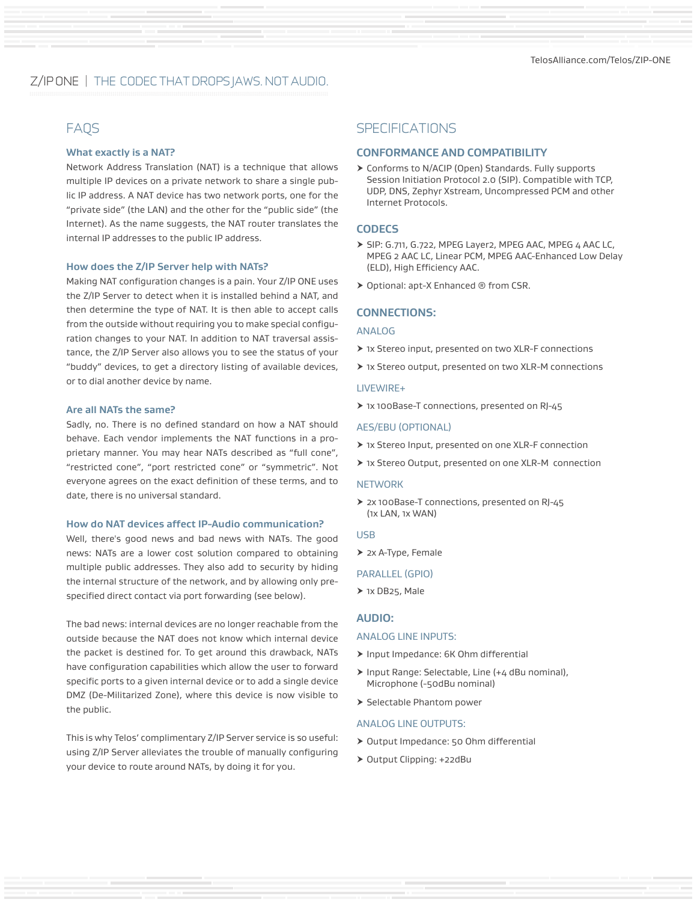## FAQS

### What exactly is a NAT?

Network Address Translation (NAT) is a technique that allows multiple IP devices on a private network to share a single public IP address. A NAT device has two network ports, one for the "private side" (the LAN) and the other for the "public side" (the Internet). As the name suggests, the NAT router translates the internal IP addresses to the public IP address.

### How does the Z/IP Server help with NATs?

Making NAT configuration changes is a pain. Your Z/IP ONE uses the Z/IP Server to detect when it is installed behind a NAT, and then determine the type of NAT. It is then able to accept calls from the outside without requiring you to make special configuration changes to your NAT. In addition to NAT traversal assistance, the Z/IP Server also allows you to see the status of your "buddy" devices, to get a directory listing of available devices, or to dial another device by name.

### Are all NATs the same?

Sadly, no. There is no defined standard on how a NAT should behave. Each vendor implements the NAT functions in a proprietary manner. You may hear NATs described as "full cone", "restricted cone", "port restricted cone" or "symmetric". Not everyone agrees on the exact definition of these terms, and to date, there is no universal standard.

### How do NAT devices affect IP-Audio communication?

Well, there's good news and bad news with NATs. The good news: NATs are a lower cost solution compared to obtaining multiple public addresses. They also add to security by hiding the internal structure of the network, and by allowing only pre-specified direct contact via port forwarding (see below).

The bad news: internal devices are no longer reachable from the outside because the NAT does not know which internal device the packet is destined for. To get around this drawback, NATs have configuration capabilities which allow the user to forward specific ports to a given internal device or to add a single device DMZ (De-Militarized Zone), where this device is now visible to the public.

This is why Telos' complimentary Z/IP Server is so useful: using Z/IP Server alleviates the trouble of manually configuring your device to route around NATs, by doing it for you.

## SPECIFICATIONS

### CONFORMANCE AND COMPATIBILITY

- Conforms to N/ACIP (Open) Standards. Fully supports Session Initiation Protocol 2.0 (SIP). Compatible with TCP, UDP, DNS, Zephyr Xstream, Uncompressed PCM and other Internet Protocols.

### CODECS

- SIP: G.711, G.722, MPEG Layer2, MPEG AAC, MPEG 4 AAC LC, MPEG 2 AAC LC, Linear PCM, MPEG AAC-Enhanced Low Delay (ELD), High Efficiency AAC.
- Optional: apt-X Enhanced ® from CSR.

### CONNECTIONS:

#### ANALOG

- 1x Stereo input, presented on two XLR-F connections
- 1x Stereo output, presented on two XLR-M connections

#### LIVEWIRE+

- 1x 100Base-T connections, presented on RJ-45

#### AES/EBU (OPTIONAL)

- 1x Stereo Input, presented on one XLR-F connection
- 1x Stereo Output, presented on one XLR-M connection

#### NETWORK

- 2x 100Base-T connections, presented on RJ-45 (1x LAN, 1x WAN)

#### USB

- 2x A-Type, Female

#### PARALLEL (GPIO)

- 1x DB25, Male

### AUDIO:

#### ANALOG LINE INPUTS:

- Input Impedance: 6K Ohm differential
- Input Range: Selectable, Line (+4 dBu nominal), Microphone (-50dBu nominal)
- Selectable Phantom power

#### ANALOG LINE OUTPUTS:

- Output Impedance: 50 Ohm differential
- Output Clipping: +22dBu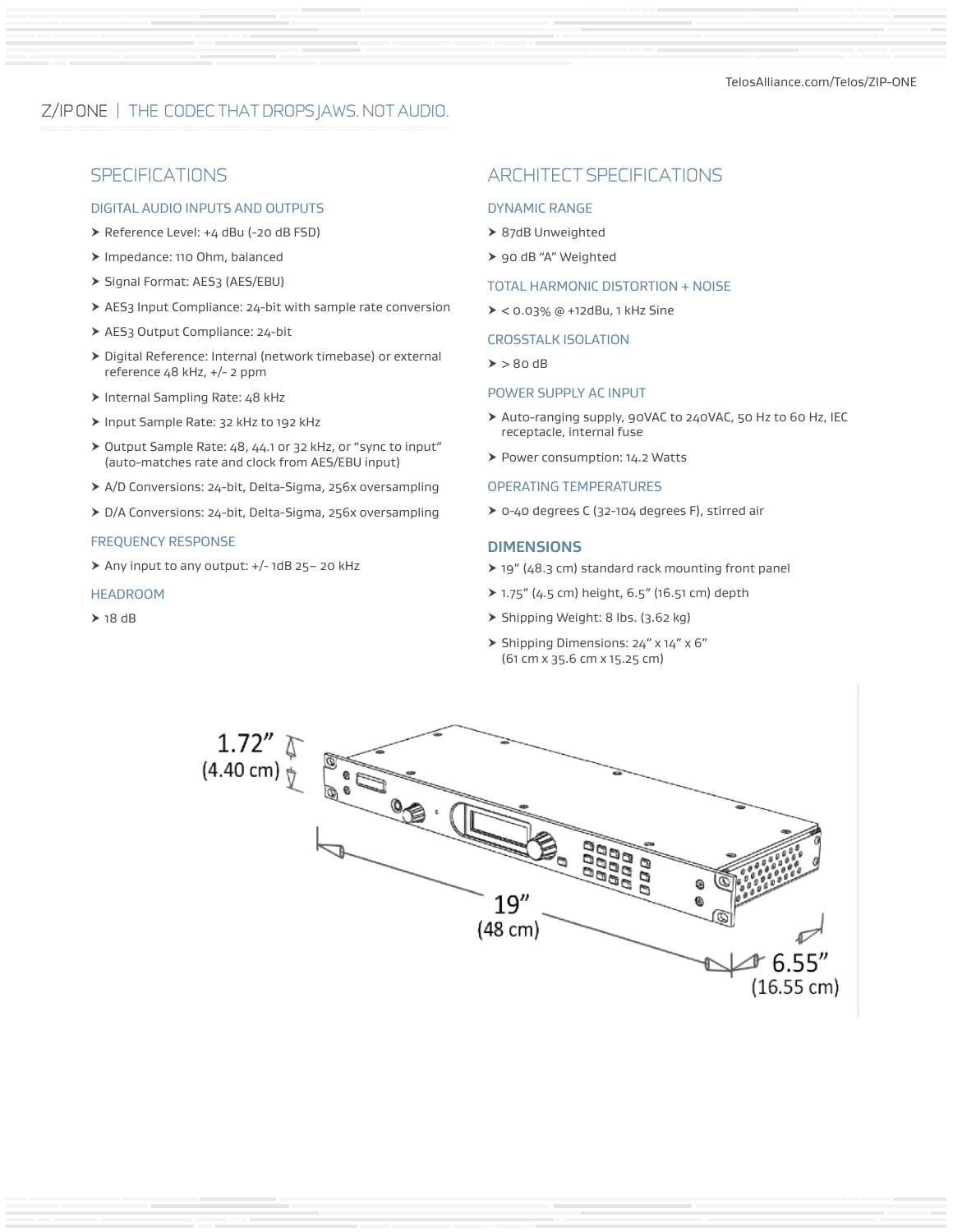TelosAlliance.com/Telos/ZIP-ONE

Z/IP ONE | THE CODEC THAT DROPS JAWS. NOT AUDIO.

## SPECIFICATIONS

### DIGITAL AUDIO INPUTS AND OUTPUTS

- Reference Level: +4 dBu (-20 dB FSD)
- Impedance: 110 Ohm, balanced
- Signal Format: AES3 (AES/EBU)
- AES3 Input Compliance: 24-bit with sample rate conversion
- AES3 Output Compliance: 24-bit
- Digital Reference: Internal (network timebase) or external reference 48 kHz, +/- 2 ppm
- Internal Sampling Rate: 48 kHz
- Input Sample Rate: 32 kHz to 192 kHz
- Output Sample Rate: 48, 44.1 or 32 kHz, or "sync to input" (auto-matches rate and clock from AES/EBU input)
- A/D Conversions: 24-bit, Delta-Sigma, 256x oversampling
- D/A Conversions: 24-bit, Delta-Sigma, 256x oversampling

### FREQUENCY RESPONSE

- Any input to any output: +/- 1dB 25– 20 kHz

### HEADROOM

- 18 dB

## ARCHITECT SPECIFICATIONS

### DYNAMIC RANGE

- 87dB Unweighted
- 90 dB "A" Weighted

### TOTAL HARMONIC DISTORTION + NOISE

- < 0.03% @ +12dBu, 1 kHz Sine

### CROSSTALK ISOLATION

- > 80 dB

### POWER SUPPLY AC INPUT

- Auto-ranging supply, 90VAC to 240VAC, 50 Hz to 60 Hz, IEC receptacle, internal fuse
- Power consumption: 14.2 Watts

### OPERATING TEMPERATURES

- 0-40 degrees C (32-104 degrees F), stirred air

### DIMENSIONS

- 19" (48.3 cm) standard rack mounting front panel
- 1.75" (4.5 cm) height, 6.5" (16.51 cm) depth
- Shipping Weight: 8 lbs. (3.62 kg)
- Shipping Dimensions: 24" x 14" x 6" (61 cm x 35.6 cm x 15.25 cm)

1.72" (4.40 cm)

19" (48 cm)

6.55" (16.55 cm)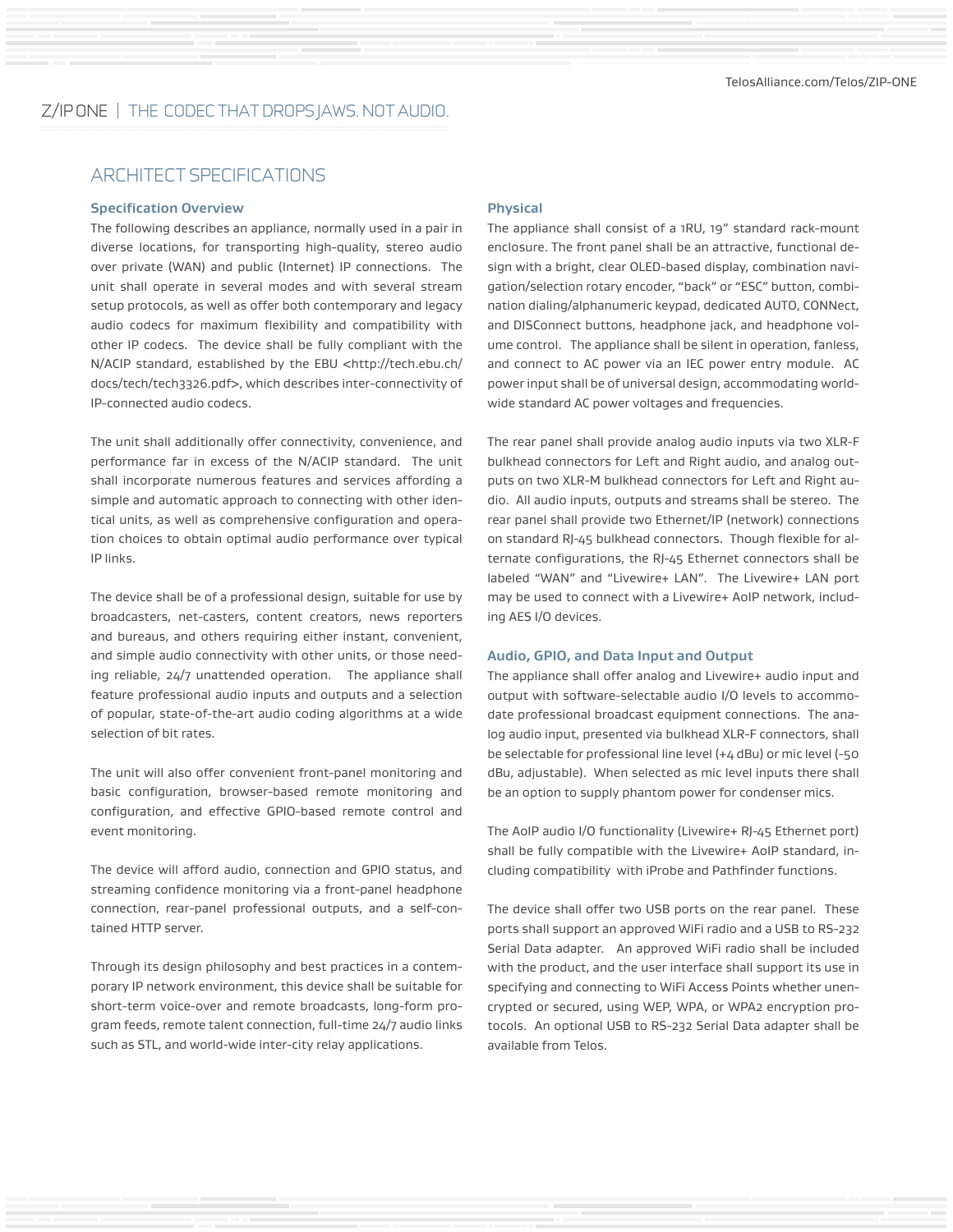## ARCHITECT SPECIFICATIONS

### Specification Overview

The following describes an appliance, normally used in a pair in diverse locations, for transporting high-quality, stereo audio over private (WAN) and public (Internet) IP connections. The unit shall operate in several modes and with several stream setup protocols, as well as offer both contemporary and legacy audio codecs for maximum flexibility and compatibility with other IP codecs. The device shall be fully compliant with the N/ACIP standard, established by the EBU <http://tech.ebu.ch/docs/tech/tech3326.pdf>, which describes inter-connectivity of IP-connected audio codecs.

The unit shall additionally offer connectivity, convenience, and performance far in excess of the N/ACIP standard. The unit shall incorporate numerous features and services affording a simple and automatic approach to connecting with other identical units, as well as comprehensive configuration and operation choices to obtain optimal audio performance over typical IP links.

The device shall be of a professional design, suitable for use by broadcasters, net-casters, content creators, news reporters and bureaus, and others requiring either instant, convenient, and simple audio connectivity with other units, or those needing reliable, 24/7 unattended operation. The appliance shall feature professional audio inputs and outputs and a selection of popular, state-of-the-art audio coding algorithms at a wide selection of bit rates.

The unit will also offer convenient front-panel monitoring and basic configuration, browser-based remote monitoring and configuration, and effective GPIO-based remote control and event monitoring.

The device will afford audio, connection and GPIO status, and streaming confidence monitoring via a front-panel headphone connection, rear-panel professional outputs, and a self-contained HTTP server.

Through its design philosophy and best practices in a contemporary IP network environment, this device shall be suitable for short-term voice-over and remote broadcasts, long-form program feeds, remote talent connection, full-time 24/7 audio links such as STL, and world-wide inter-city relay applications.

### Physical

The appliance shall consist of a 1RU, 19" standard rack-mount enclosure. The front panel shall be an attractive, functional design with a bright, clear OLED-based display, combination navigation/selection rotary encoder, "back" or "ESC" button, combination dialing/alphanumeric keypad, dedicated AUTO, CONNect, and DISConnect buttons, headphone jack, and headphone volume control. The appliance shall be silent in operation, fanless, and connect to AC power via an IEC power entry module. AC power input shall be of universal design, accommodating worldwide standard AC power voltages and frequencies.

The rear panel shall provide analog audio inputs via two XLR-F bulkhead connectors for Left and Right audio, and analog outputs on two XLR-M bulkhead connectors for Left and Right audio. All audio inputs, outputs and streams shall be stereo. The rear panel shall provide two Ethernet/IP (network) connections on standard RJ-45 bulkhead connectors. Though flexible for alternate configurations, the RJ-45 Ethernet connectors shall be labeled "WAN" and "Livewire+ LAN". The Livewire+ LAN port may be used to connect with a Livewire+ AoIP network, including AES I/O devices.

### Audio, GPIO, and Data Input and Output

The appliance shall offer analog and Livewire+ audio input and output with software-selectable audio I/O levels to accommodate professional broadcast equipment connections. The analog audio input, presented via bulkhead XLR-F connectors, shall be selectable for professional line level (+4 dBu) or mic level (-50 dBu, adjustable). When selected as mic level inputs there shall be an option to supply phantom power for condenser mics.

The AoIP audio I/O functionality (Livewire+ RJ-45 Ethernet port) shall be fully compatible with the Livewire+ AoIP standard, including compatibility with iProbe and Pathfinder functions.

The device shall offer two USB ports on the rear panel. These ports shall support an approved WiFi radio and a USB to RS-232 Serial Data adapter. An approved WiFi radio shall be included with the product, and the user interface shall support its use in specifying and connecting to WiFi Access Points whether unencrypted or secured, using WEP, WPA, or WPA2 encryption protocols. An optional USB to RS-232 Serial Data adapter shall be available from Telos.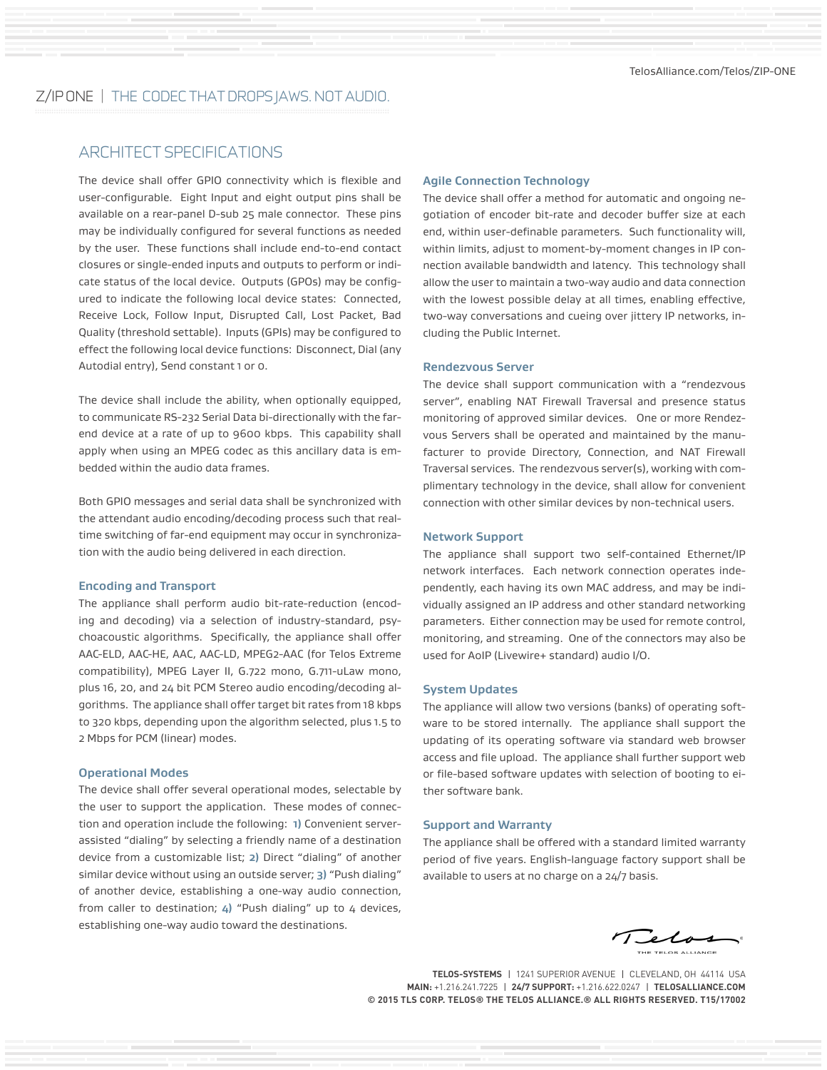TelosAlliance.com/Telos/ZIP-ONE

Z/IP ONE | THE CODEC THAT DROPS JAWS. NOT AUDIO.

## ARCHITECT SPECIFICATIONS

The device shall offer GPIO connectivity which is flexible and user-configurable. Eight Input and eight output pins shall be available on a rear-panel D-sub 25 male connector. These pins may be individually configured for several functions as needed by the user. These functions shall include end-to-end contact closures or single-ended inputs and outputs to perform or indicate status of the local device. Outputs (GPOs) may be configured to indicate the following local device states: Connected, Receive Lock, Follow Input, Disrupted Call, Lost Packet, Bad Quality (threshold settable). Inputs (GPIs) may be configured to effect the following local device functions: Disconnect, Dial (any Autodial entry), Send constant 1 or 0.

The device shall include the ability, when optionally equipped, to communicate RS-232 Serial Data bi-directionally with the far-end device at a rate of up to 9600 kbps. This capability shall apply when using an MPEG codec as this ancillary data is embedded within the audio data frames.

Both GPIO messages and serial data shall be synchronized with the attendant audio encoding/decoding process such that real-time switching of far-end equipment may occur in synchronization with the audio being delivered in each direction.

### Encoding and Transport

The appliance shall perform audio bit-rate-reduction (encoding and decoding) via a selection of industry-standard, psychoacoustic algorithms. Specifically, the appliance shall offer AAC-ELD, AAC-HE, AAC, AAC-LD, MPEG2-AAC (for Telos Extreme compatibility), MPEG Layer II, G.722 mono, G.711-uLaw mono, plus 16, 20, and 24 bit PCM Stereo audio encoding/decoding algorithms. The appliance shall offer target bit rates from 18 kbps to 320 kbps, depending upon the algorithm selected, plus 1.5 to 2 Mbps for PCM (linear) modes.

### Operational Modes

The device shall offer several operational modes, selectable by the user to support the application. These modes of connection and operation include the following: **1)** Convenient server-assisted "dialing" by selecting a friendly name of a destination device from a customizable list; **2)** Direct "dialing" of another similar device without using an outside server; **3)** "Push dialing" of another device, establishing a one-way audio connection, from caller to destination; **4)** "Push dialing" up to 4 devices, establishing one-way audio toward the destinations.

### Agile Connection Technology

The device shall offer a method for automatic and ongoing negotiation of encoder bit-rate and decoder buffer size at each end, within user-definable parameters. Such functionality will, within limits, adjust to moment-by-moment changes in IP connection available bandwidth and latency. This technology shall allow the user to maintain a two-way audio and data connection with the lowest possible delay at all times, enabling effective, two-way conversations and cueing over jittery IP networks, including the Public Internet.

### Rendezvous Server

The device shall support communication with a "rendezvous server", enabling NAT Firewall Traversal and presence status monitoring of approved similar devices. One or more Rendezvous Servers shall be operated and maintained by the manufacturer to provide Directory, Connection, and NAT Firewall Traversal services. The rendezvous server(s), working with complimentary technology in the device, shall allow for convenient connection with other similar devices by non-technical users.

### Network Support

The appliance shall support two self-contained Ethernet/IP network interfaces. Each network connection operates independently, each having its own MAC address, and may be individually assigned an IP address and other standard networking parameters. Either connection may be used for remote control, monitoring, and streaming. One of the connectors may also be used for AoIP (Livewire+ standard) audio I/O.

### System Updates

The appliance will allow two versions (banks) of operating software to be stored internally. The appliance shall support the updating of its operating software via standard web browser access and file upload. The appliance shall further support web or file-based software updates with selection of booting to either software bank.

### Support and Warranty

The appliance shall be offered with a standard limited warranty period of five years. English-language factory support shall be available to users at no charge on a 24/7 basis.

Telos® THE TELOS ALLIANCE

**TELOS-SYSTEMS** | 1241 SUPERIOR AVENUE | CLEVELAND, OH 44114 USA
**MAIN:** +1.216.241.7225 | **24/7 SUPPORT:** +1.216.622.0247 | **TELOSALLIANCE.COM**
**© 2015 TLS CORP. TELOS® THE TELOS ALLIANCE.® ALL RIGHTS RESERVED. T15/17002**